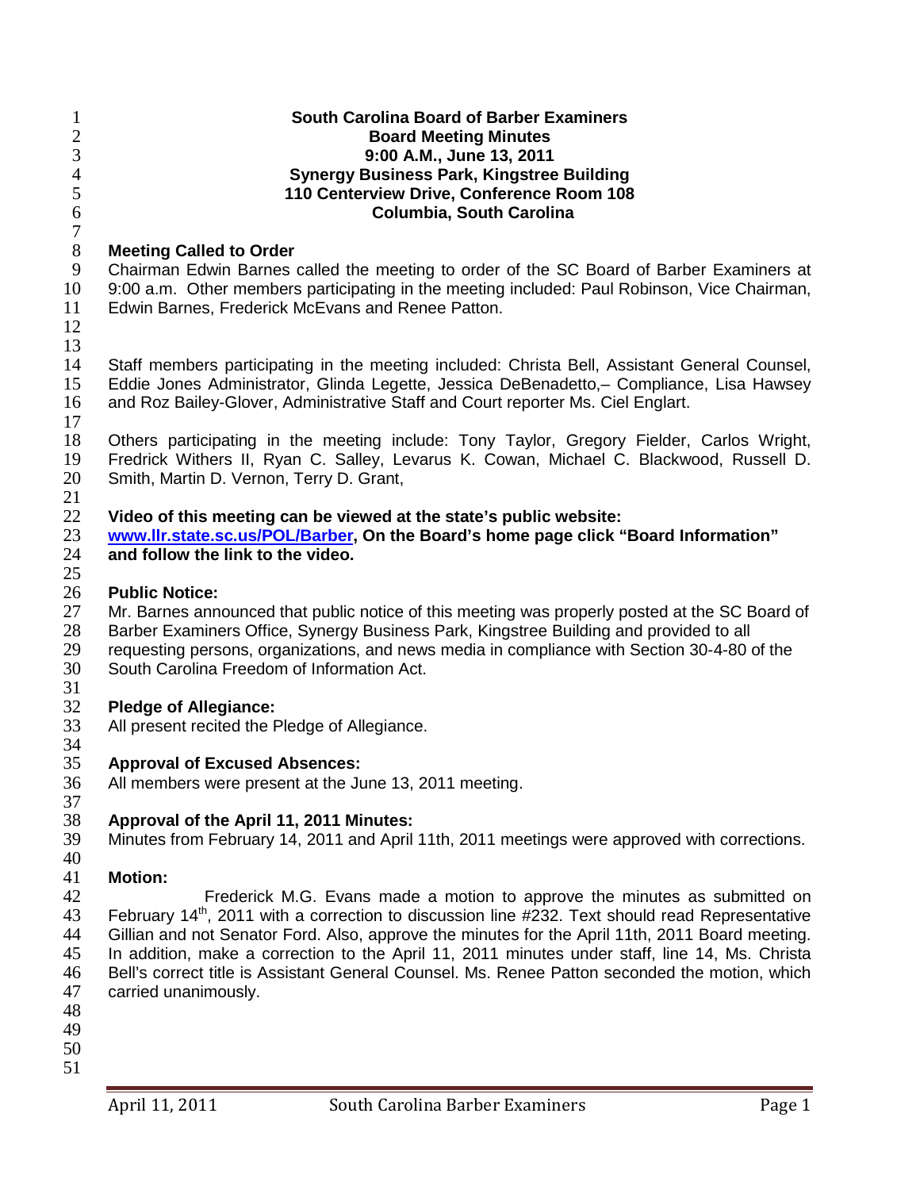**South Carolina Board of Barber Examiners**
**Board Meeting Minutes**
**9:00 A.M., June 13, 2011**
**Synergy Business Park, Kingstree Building**
**110 Centerview Drive, Conference Room 108**
**Columbia, South Carolina**

**Meeting Called to Order**

Chairman Edwin Barnes called the meeting to order of the SC Board of Barber Examiners at 9:00 a.m. Other members participating in the meeting included: Paul Robinson, Vice Chairman, Edwin Barnes, Frederick McEvans and Renee Patton.

Staff members participating in the meeting included: Christa Bell, Assistant General Counsel, Eddie Jones Administrator, Glinda Legette, Jessica DeBenadetto,– Compliance, Lisa Hawsey and Roz Bailey-Glover, Administrative Staff and Court reporter Ms. Ciel Englart.

Others participating in the meeting include: Tony Taylor, Gregory Fielder, Carlos Wright, Fredrick Withers II, Ryan C. Salley, Levarus K. Cowan, Michael C. Blackwood, Russell D. Smith, Martin D. Vernon, Terry D. Grant,

**Video of this meeting can be viewed at the state's public website: www.llr.state.sc.us/POL/Barber, On the Board's home page click "Board Information" and follow the link to the video.**

**Public Notice:**

Mr. Barnes announced that public notice of this meeting was properly posted at the SC Board of Barber Examiners Office, Synergy Business Park, Kingstree Building and provided to all requesting persons, organizations, and news media in compliance with Section 30-4-80 of the South Carolina Freedom of Information Act.

**Pledge of Allegiance:**

All present recited the Pledge of Allegiance.

**Approval of Excused Absences:**

All members were present at the June 13, 2011 meeting.

**Approval of the April 11, 2011 Minutes:**

Minutes from February 14, 2011 and April 11th, 2011 meetings were approved with corrections.

**Motion:**

Frederick M.G. Evans made a motion to approve the minutes as submitted on February 14th, 2011 with a correction to discussion line #232. Text should read Representative Gillian and not Senator Ford. Also, approve the minutes for the April 11th, 2011 Board meeting. In addition, make a correction to the April 11, 2011 minutes under staff, line 14, Ms. Christa Bell's correct title is Assistant General Counsel. Ms. Renee Patton seconded the motion, which carried unanimously.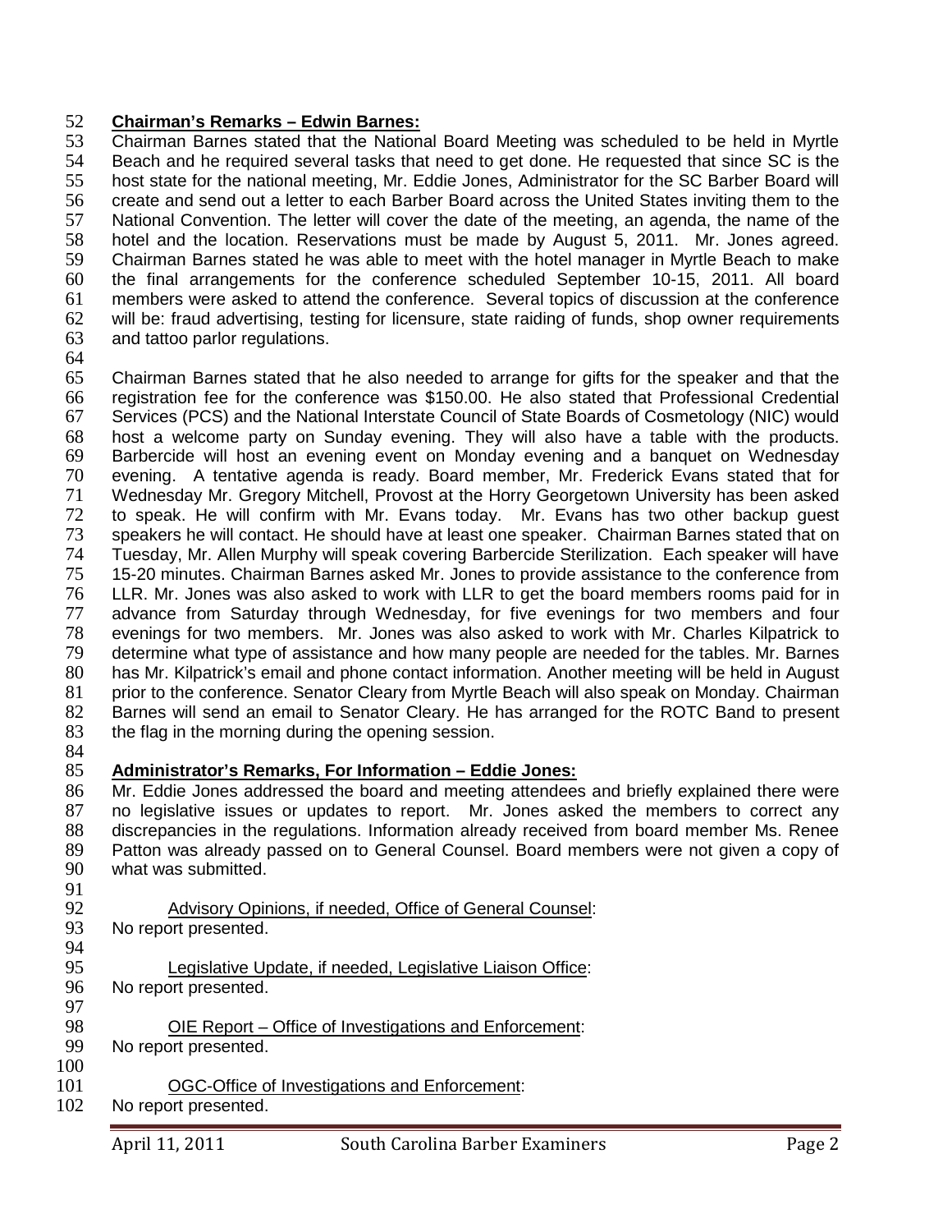**Chairman's Remarks – Edwin Barnes:**

Chairman Barnes stated that the National Board Meeting was scheduled to be held in Myrtle Beach and he required several tasks that need to get done. He requested that since SC is the host state for the national meeting, Mr. Eddie Jones, Administrator for the SC Barber Board will create and send out a letter to each Barber Board across the United States inviting them to the National Convention. The letter will cover the date of the meeting, an agenda, the name of the hotel and the location. Reservations must be made by August 5, 2011. Mr. Jones agreed. Chairman Barnes stated he was able to meet with the hotel manager in Myrtle Beach to make the final arrangements for the conference scheduled September 10-15, 2011. All board members were asked to attend the conference. Several topics of discussion at the conference will be: fraud advertising, testing for licensure, state raiding of funds, shop owner requirements and tattoo parlor regulations.

Chairman Barnes stated that he also needed to arrange for gifts for the speaker and that the registration fee for the conference was $150.00. He also stated that Professional Credential Services (PCS) and the National Interstate Council of State Boards of Cosmetology (NIC) would host a welcome party on Sunday evening. They will also have a table with the products. Barbercide will host an evening event on Monday evening and a banquet on Wednesday evening. A tentative agenda is ready. Board member, Mr. Frederick Evans stated that for Wednesday Mr. Gregory Mitchell, Provost at the Horry Georgetown University has been asked to speak. He will confirm with Mr. Evans today. Mr. Evans has two other backup guest speakers he will contact. He should have at least one speaker. Chairman Barnes stated that on Tuesday, Mr. Allen Murphy will speak covering Barbercide Sterilization. Each speaker will have 15-20 minutes. Chairman Barnes asked Mr. Jones to provide assistance to the conference from LLR. Mr. Jones was also asked to work with LLR to get the board members rooms paid for in advance from Saturday through Wednesday, for five evenings for two members and four evenings for two members. Mr. Jones was also asked to work with Mr. Charles Kilpatrick to determine what type of assistance and how many people are needed for the tables. Mr. Barnes has Mr. Kilpatrick's email and phone contact information. Another meeting will be held in August prior to the conference. Senator Cleary from Myrtle Beach will also speak on Monday. Chairman Barnes will send an email to Senator Cleary. He has arranged for the ROTC Band to present the flag in the morning during the opening session.

**Administrator's Remarks, For Information – Eddie Jones:**

Mr. Eddie Jones addressed the board and meeting attendees and briefly explained there were no legislative issues or updates to report. Mr. Jones asked the members to correct any discrepancies in the regulations. Information already received from board member Ms. Renee Patton was already passed on to General Counsel. Board members were not given a copy of what was submitted.

Advisory Opinions, if needed, Office of General Counsel:

No report presented.

Legislative Update, if needed, Legislative Liaison Office:

No report presented.

OIE Report – Office of Investigations and Enforcement:

No report presented.

OGC-Office of Investigations and Enforcement:

No report presented.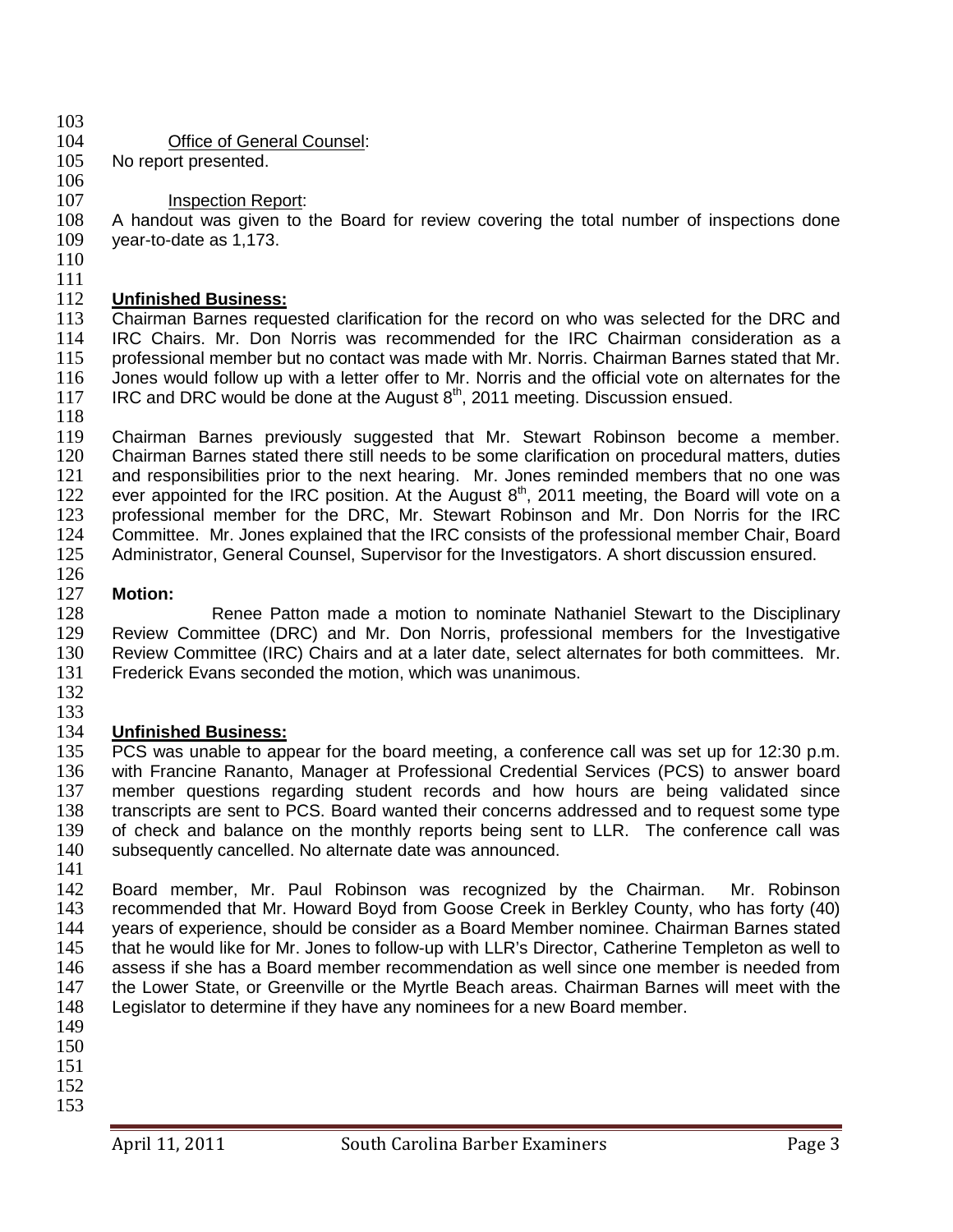Office of General Counsel:

No report presented.

Inspection Report:

A handout was given to the Board for review covering the total number of inspections done year-to-date as 1,173.

**Unfinished Business:**

Chairman Barnes requested clarification for the record on who was selected for the DRC and IRC Chairs. Mr. Don Norris was recommended for the IRC Chairman consideration as a professional member but no contact was made with Mr. Norris. Chairman Barnes stated that Mr. Jones would follow up with a letter offer to Mr. Norris and the official vote on alternates for the IRC and DRC would be done at the August 8th, 2011 meeting. Discussion ensued.

Chairman Barnes previously suggested that Mr. Stewart Robinson become a member. Chairman Barnes stated there still needs to be some clarification on procedural matters, duties and responsibilities prior to the next hearing. Mr. Jones reminded members that no one was ever appointed for the IRC position. At the August 8th, 2011 meeting, the Board will vote on a professional member for the DRC, Mr. Stewart Robinson and Mr. Don Norris for the IRC Committee. Mr. Jones explained that the IRC consists of the professional member Chair, Board Administrator, General Counsel, Supervisor for the Investigators. A short discussion ensured.

**Motion:**

Renee Patton made a motion to nominate Nathaniel Stewart to the Disciplinary Review Committee (DRC) and Mr. Don Norris, professional members for the Investigative Review Committee (IRC) Chairs and at a later date, select alternates for both committees. Mr. Frederick Evans seconded the motion, which was unanimous.

**Unfinished Business:**

PCS was unable to appear for the board meeting, a conference call was set up for 12:30 p.m. with Francine Rananto, Manager at Professional Credential Services (PCS) to answer board member questions regarding student records and how hours are being validated since transcripts are sent to PCS. Board wanted their concerns addressed and to request some type of check and balance on the monthly reports being sent to LLR. The conference call was subsequently cancelled. No alternate date was announced.

Board member, Mr. Paul Robinson was recognized by the Chairman. Mr. Robinson recommended that Mr. Howard Boyd from Goose Creek in Berkley County, who has forty (40) years of experience, should be consider as a Board Member nominee. Chairman Barnes stated that he would like for Mr. Jones to follow-up with LLR's Director, Catherine Templeton as well to assess if she has a Board member recommendation as well since one member is needed from the Lower State, or Greenville or the Myrtle Beach areas. Chairman Barnes will meet with the Legislator to determine if they have any nominees for a new Board member.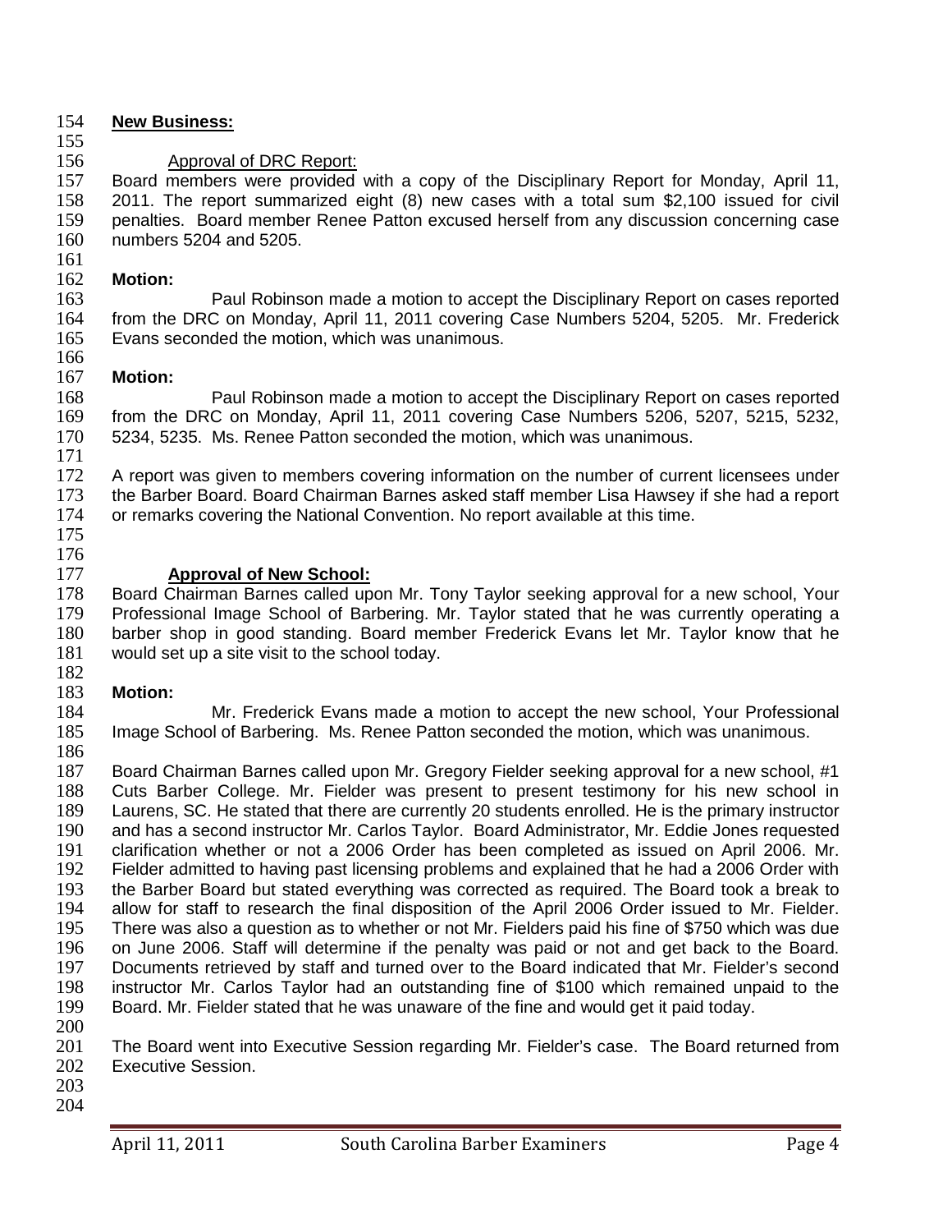**New Business:**

Approval of DRC Report:

Board members were provided with a copy of the Disciplinary Report for Monday, April 11, 2011. The report summarized eight (8) new cases with a total sum $2,100 issued for civil penalties. Board member Renee Patton excused herself from any discussion concerning case numbers 5204 and 5205.

**Motion:**

Paul Robinson made a motion to accept the Disciplinary Report on cases reported from the DRC on Monday, April 11, 2011 covering Case Numbers 5204, 5205. Mr. Frederick Evans seconded the motion, which was unanimous.

**Motion:**

Paul Robinson made a motion to accept the Disciplinary Report on cases reported from the DRC on Monday, April 11, 2011 covering Case Numbers 5206, 5207, 5215, 5232, 5234, 5235. Ms. Renee Patton seconded the motion, which was unanimous.

A report was given to members covering information on the number of current licensees under the Barber Board. Board Chairman Barnes asked staff member Lisa Hawsey if she had a report or remarks covering the National Convention. No report available at this time.

**Approval of New School:**

Board Chairman Barnes called upon Mr. Tony Taylor seeking approval for a new school, Your Professional Image School of Barbering. Mr. Taylor stated that he was currently operating a barber shop in good standing. Board member Frederick Evans let Mr. Taylor know that he would set up a site visit to the school today.

**Motion:**

Mr. Frederick Evans made a motion to accept the new school, Your Professional Image School of Barbering. Ms. Renee Patton seconded the motion, which was unanimous.

Board Chairman Barnes called upon Mr. Gregory Fielder seeking approval for a new school, #1 Cuts Barber College. Mr. Fielder was present to present testimony for his new school in Laurens, SC. He stated that there are currently 20 students enrolled. He is the primary instructor and has a second instructor Mr. Carlos Taylor. Board Administrator, Mr. Eddie Jones requested clarification whether or not a 2006 Order has been completed as issued on April 2006. Mr. Fielder admitted to having past licensing problems and explained that he had a 2006 Order with the Barber Board but stated everything was corrected as required. The Board took a break to allow for staff to research the final disposition of the April 2006 Order issued to Mr. Fielder. There was also a question as to whether or not Mr. Fielders paid his fine of $750 which was due on June 2006. Staff will determine if the penalty was paid or not and get back to the Board. Documents retrieved by staff and turned over to the Board indicated that Mr. Fielder's second instructor Mr. Carlos Taylor had an outstanding fine of $100 which remained unpaid to the Board. Mr. Fielder stated that he was unaware of the fine and would get it paid today.

The Board went into Executive Session regarding Mr. Fielder's case. The Board returned from Executive Session.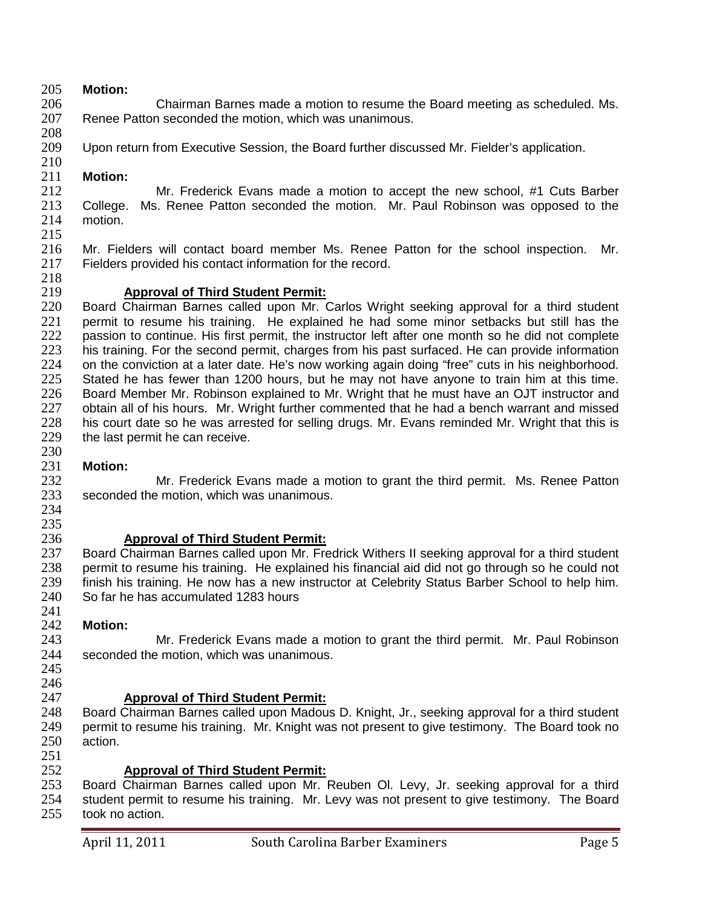**Motion:**

Chairman Barnes made a motion to resume the Board meeting as scheduled. Ms. Renee Patton seconded the motion, which was unanimous.

Upon return from Executive Session, the Board further discussed Mr. Fielder's application.

**Motion:**

Mr. Frederick Evans made a motion to accept the new school, #1 Cuts Barber College. Ms. Renee Patton seconded the motion. Mr. Paul Robinson was opposed to the motion.

Mr. Fielders will contact board member Ms. Renee Patton for the school inspection. Mr. Fielders provided his contact information for the record.

**Approval of Third Student Permit:**

Board Chairman Barnes called upon Mr. Carlos Wright seeking approval for a third student permit to resume his training. He explained he had some minor setbacks but still has the passion to continue. His first permit, the instructor left after one month so he did not complete his training. For the second permit, charges from his past surfaced. He can provide information on the conviction at a later date. He's now working again doing "free" cuts in his neighborhood. Stated he has fewer than 1200 hours, but he may not have anyone to train him at this time. Board Member Mr. Robinson explained to Mr. Wright that he must have an OJT instructor and obtain all of his hours. Mr. Wright further commented that he had a bench warrant and missed his court date so he was arrested for selling drugs. Mr. Evans reminded Mr. Wright that this is the last permit he can receive.

**Motion:**

Mr. Frederick Evans made a motion to grant the third permit. Ms. Renee Patton seconded the motion, which was unanimous.

**Approval of Third Student Permit:**

Board Chairman Barnes called upon Mr. Fredrick Withers II seeking approval for a third student permit to resume his training. He explained his financial aid did not go through so he could not finish his training. He now has a new instructor at Celebrity Status Barber School to help him. So far he has accumulated 1283 hours

**Motion:**

Mr. Frederick Evans made a motion to grant the third permit. Mr. Paul Robinson seconded the motion, which was unanimous.

**Approval of Third Student Permit:**

Board Chairman Barnes called upon Madous D. Knight, Jr., seeking approval for a third student permit to resume his training. Mr. Knight was not present to give testimony. The Board took no action.

**Approval of Third Student Permit:**

Board Chairman Barnes called upon Mr. Reuben Ol. Levy, Jr. seeking approval for a third student permit to resume his training. Mr. Levy was not present to give testimony. The Board took no action.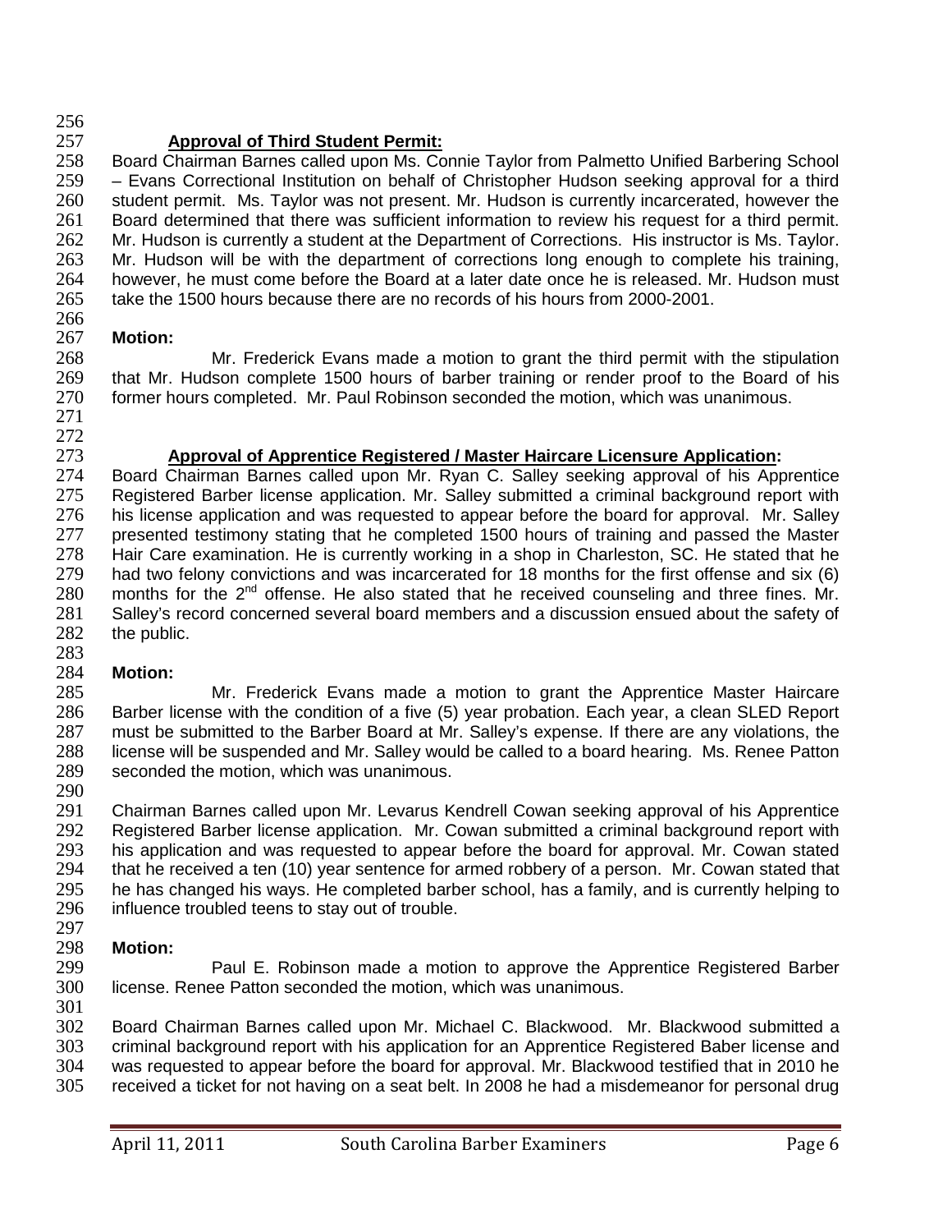### **Approval of Third Student Permit:**

Board Chairman Barnes called upon Ms. Connie Taylor from Palmetto Unified Barbering School – Evans Correctional Institution on behalf of Christopher Hudson seeking approval for a third student permit. Ms. Taylor was not present. Mr. Hudson is currently incarcerated, however the Board determined that there was sufficient information to review his request for a third permit. Mr. Hudson is currently a student at the Department of Corrections. His instructor is Ms. Taylor. Mr. Hudson will be with the department of corrections long enough to complete his training, however, he must come before the Board at a later date once he is released. Mr. Hudson must take the 1500 hours because there are no records of his hours from 2000-2001.

**Motion:**

Mr. Frederick Evans made a motion to grant the third permit with the stipulation that Mr. Hudson complete 1500 hours of barber training or render proof to the Board of his former hours completed. Mr. Paul Robinson seconded the motion, which was unanimous.

### **Approval of Apprentice Registered / Master Haircare Licensure Application:**

Board Chairman Barnes called upon Mr. Ryan C. Salley seeking approval of his Apprentice Registered Barber license application. Mr. Salley submitted a criminal background report with his license application and was requested to appear before the board for approval. Mr. Salley presented testimony stating that he completed 1500 hours of training and passed the Master Hair Care examination. He is currently working in a shop in Charleston, SC. He stated that he had two felony convictions and was incarcerated for 18 months for the first offense and six (6) months for the 2nd offense. He also stated that he received counseling and three fines. Mr. Salley's record concerned several board members and a discussion ensued about the safety of the public.

**Motion:**

Mr. Frederick Evans made a motion to grant the Apprentice Master Haircare Barber license with the condition of a five (5) year probation. Each year, a clean SLED Report must be submitted to the Barber Board at Mr. Salley's expense. If there are any violations, the license will be suspended and Mr. Salley would be called to a board hearing. Ms. Renee Patton seconded the motion, which was unanimous.

Chairman Barnes called upon Mr. Levarus Kendrell Cowan seeking approval of his Apprentice Registered Barber license application. Mr. Cowan submitted a criminal background report with his application and was requested to appear before the board for approval. Mr. Cowan stated that he received a ten (10) year sentence for armed robbery of a person. Mr. Cowan stated that he has changed his ways. He completed barber school, has a family, and is currently helping to influence troubled teens to stay out of trouble.

**Motion:**

Paul E. Robinson made a motion to approve the Apprentice Registered Barber license. Renee Patton seconded the motion, which was unanimous.

Board Chairman Barnes called upon Mr. Michael C. Blackwood. Mr. Blackwood submitted a criminal background report with his application for an Apprentice Registered Baber license and was requested to appear before the board for approval. Mr. Blackwood testified that in 2010 he received a ticket for not having on a seat belt. In 2008 he had a misdemeanor for personal drug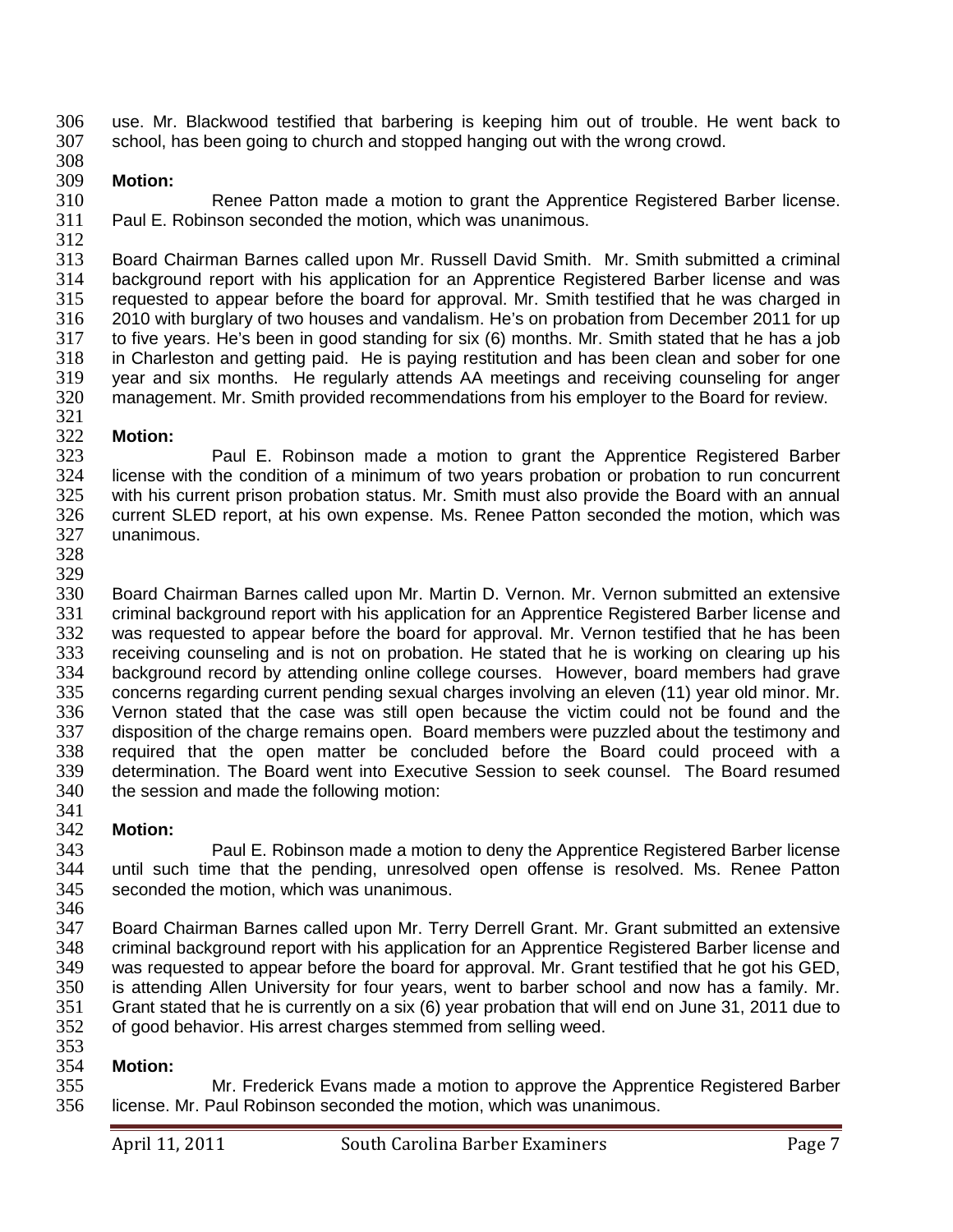use. Mr. Blackwood testified that barbering is keeping him out of trouble. He went back to school, has been going to church and stopped hanging out with the wrong crowd.

**Motion:**

Renee Patton made a motion to grant the Apprentice Registered Barber license. Paul E. Robinson seconded the motion, which was unanimous.

Board Chairman Barnes called upon Mr. Russell David Smith. Mr. Smith submitted a criminal background report with his application for an Apprentice Registered Barber license and was requested to appear before the board for approval. Mr. Smith testified that he was charged in 2010 with burglary of two houses and vandalism. He's on probation from December 2011 for up to five years. He's been in good standing for six (6) months. Mr. Smith stated that he has a job in Charleston and getting paid. He is paying restitution and has been clean and sober for one year and six months. He regularly attends AA meetings and receiving counseling for anger management. Mr. Smith provided recommendations from his employer to the Board for review.

**Motion:**

Paul E. Robinson made a motion to grant the Apprentice Registered Barber license with the condition of a minimum of two years probation or probation to run concurrent with his current prison probation status. Mr. Smith must also provide the Board with an annual current SLED report, at his own expense. Ms. Renee Patton seconded the motion, which was unanimous.

Board Chairman Barnes called upon Mr. Martin D. Vernon. Mr. Vernon submitted an extensive criminal background report with his application for an Apprentice Registered Barber license and was requested to appear before the board for approval. Mr. Vernon testified that he has been receiving counseling and is not on probation. He stated that he is working on clearing up his background record by attending online college courses. However, board members had grave concerns regarding current pending sexual charges involving an eleven (11) year old minor. Mr. Vernon stated that the case was still open because the victim could not be found and the disposition of the charge remains open. Board members were puzzled about the testimony and required that the open matter be concluded before the Board could proceed with a determination. The Board went into Executive Session to seek counsel. The Board resumed the session and made the following motion:

**Motion:**

Paul E. Robinson made a motion to deny the Apprentice Registered Barber license until such time that the pending, unresolved open offense is resolved. Ms. Renee Patton seconded the motion, which was unanimous.

Board Chairman Barnes called upon Mr. Terry Derrell Grant. Mr. Grant submitted an extensive criminal background report with his application for an Apprentice Registered Barber license and was requested to appear before the board for approval. Mr. Grant testified that he got his GED, is attending Allen University for four years, went to barber school and now has a family. Mr. Grant stated that he is currently on a six (6) year probation that will end on June 31, 2011 due to of good behavior. His arrest charges stemmed from selling weed.

**Motion:**

Mr. Frederick Evans made a motion to approve the Apprentice Registered Barber license. Mr. Paul Robinson seconded the motion, which was unanimous.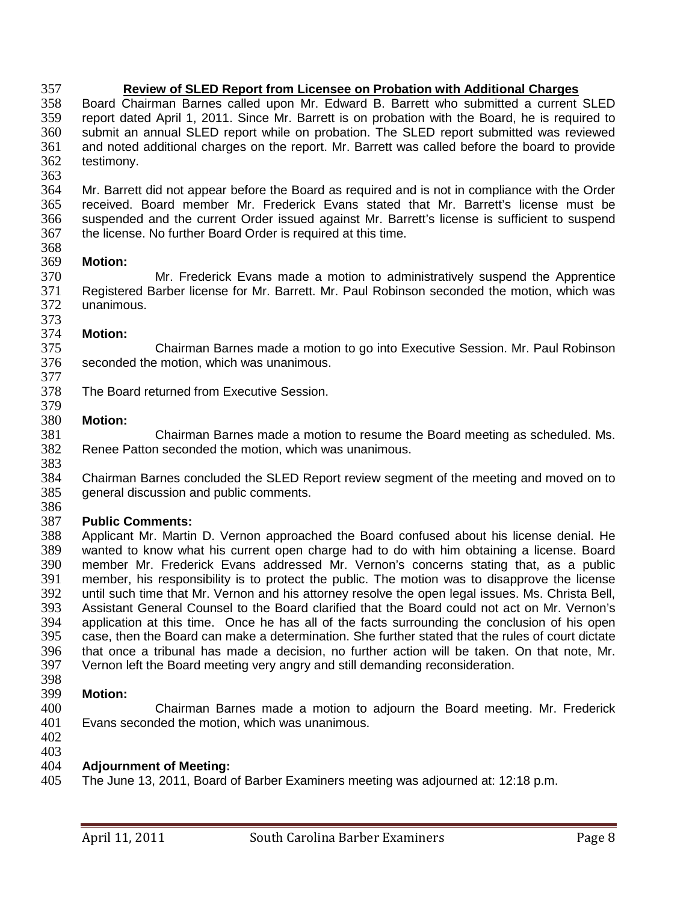## Review of SLED Report from Licensee on Probation with Additional Charges

Board Chairman Barnes called upon Mr. Edward B. Barrett who submitted a current SLED report dated April 1, 2011. Since Mr. Barrett is on probation with the Board, he is required to submit an annual SLED report while on probation. The SLED report submitted was reviewed and noted additional charges on the report. Mr. Barrett was called before the board to provide testimony.

Mr. Barrett did not appear before the Board as required and is not in compliance with the Order received. Board member Mr. Frederick Evans stated that Mr. Barrett's license must be suspended and the current Order issued against Mr. Barrett's license is sufficient to suspend the license. No further Board Order is required at this time.

**Motion:**

Mr. Frederick Evans made a motion to administratively suspend the Apprentice Registered Barber license for Mr. Barrett. Mr. Paul Robinson seconded the motion, which was unanimous.

**Motion:**

Chairman Barnes made a motion to go into Executive Session. Mr. Paul Robinson seconded the motion, which was unanimous.

The Board returned from Executive Session.

**Motion:**

Chairman Barnes made a motion to resume the Board meeting as scheduled. Ms. Renee Patton seconded the motion, which was unanimous.

Chairman Barnes concluded the SLED Report review segment of the meeting and moved on to general discussion and public comments.

**Public Comments:**

Applicant Mr. Martin D. Vernon approached the Board confused about his license denial. He wanted to know what his current open charge had to do with him obtaining a license. Board member Mr. Frederick Evans addressed Mr. Vernon's concerns stating that, as a public member, his responsibility is to protect the public. The motion was to disapprove the license until such time that Mr. Vernon and his attorney resolve the open legal issues. Ms. Christa Bell, Assistant General Counsel to the Board clarified that the Board could not act on Mr. Vernon's application at this time. Once he has all of the facts surrounding the conclusion of his open case, then the Board can make a determination. She further stated that the rules of court dictate that once a tribunal has made a decision, no further action will be taken. On that note, Mr. Vernon left the Board meeting very angry and still demanding reconsideration.

**Motion:**

Chairman Barnes made a motion to adjourn the Board meeting. Mr. Frederick Evans seconded the motion, which was unanimous.

**Adjournment of Meeting:**

The June 13, 2011, Board of Barber Examiners meeting was adjourned at: 12:18 p.m.